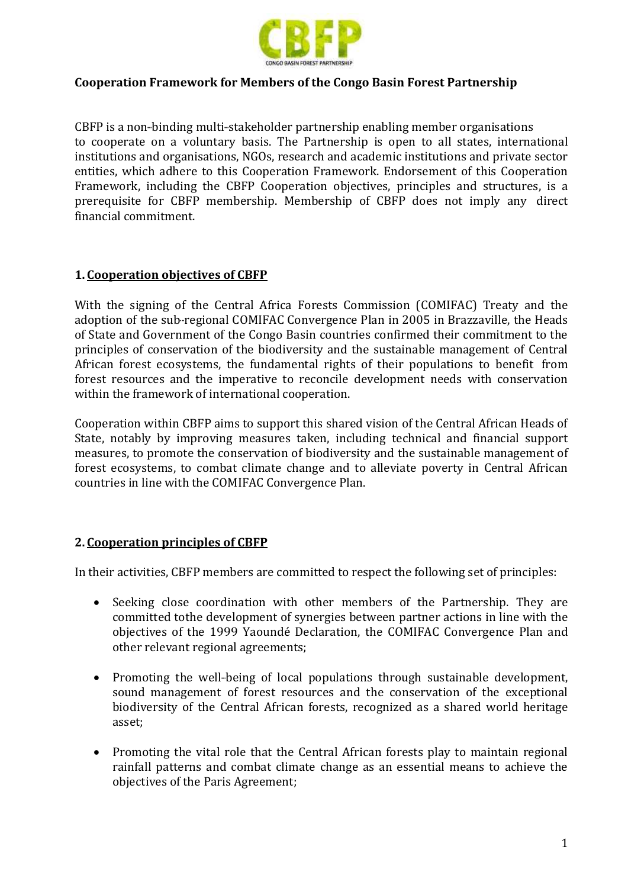**Cooperation Framework for Members of the Congo Basin Forest Partnership**

CBFP is a non-binding multi-stakeholder partnership enabling member organisations to cooperate on a voluntary basis. The Partnership is open to all states, international institutions and organisations, NGOs, research and academic institutions and private sector entities, which adhere to this Cooperation Framework. Endorsement of this Cooperation Framework, including the CBFP Cooperation objectives, principles and structures, is a prerequisite for CBFP membership. Membership of CBFP does not imply any direct financial commitment.

## 1. Cooperation objectives of CBFP

With the signing of the Central Africa Forests Commission (COMIFAC) Treaty and the adoption of the sub-regional COMIFAC Convergence Plan in 2005 in Brazzaville, the Heads of State and Government of the Congo Basin countries confirmed their commitment to the principles of conservation of the biodiversity and the sustainable management of Central African forest ecosystems, the fundamental rights of their populations to benefit from forest resources and the imperative to reconcile development needs with conservation within the framework of international cooperation.

Cooperation within CBFP aims to support this shared vision of the Central African Heads of State, notably by improving measures taken, including technical and financial support measures, to promote the conservation of biodiversity and the sustainable management of forest ecosystems, to combat climate change and to alleviate poverty in Central African countries in line with the COMIFAC Convergence Plan.

## 2. Cooperation principles of CBFP

In their activities, CBFP members are committed to respect the following set of principles:

- Seeking close coordination with other members of the Partnership. They are committed tothe development of synergies between partner actions in line with the objectives of the 1999 Yaoundé Declaration, the COMIFAC Convergence Plan and other relevant regional agreements;
- Promoting the well-being of local populations through sustainable development, sound management of forest resources and the conservation of the exceptional biodiversity of the Central African forests, recognized as a shared world heritage asset;
- Promoting the vital role that the Central African forests play to maintain regional rainfall patterns and combat climate change as an essential means to achieve the objectives of the Paris Agreement;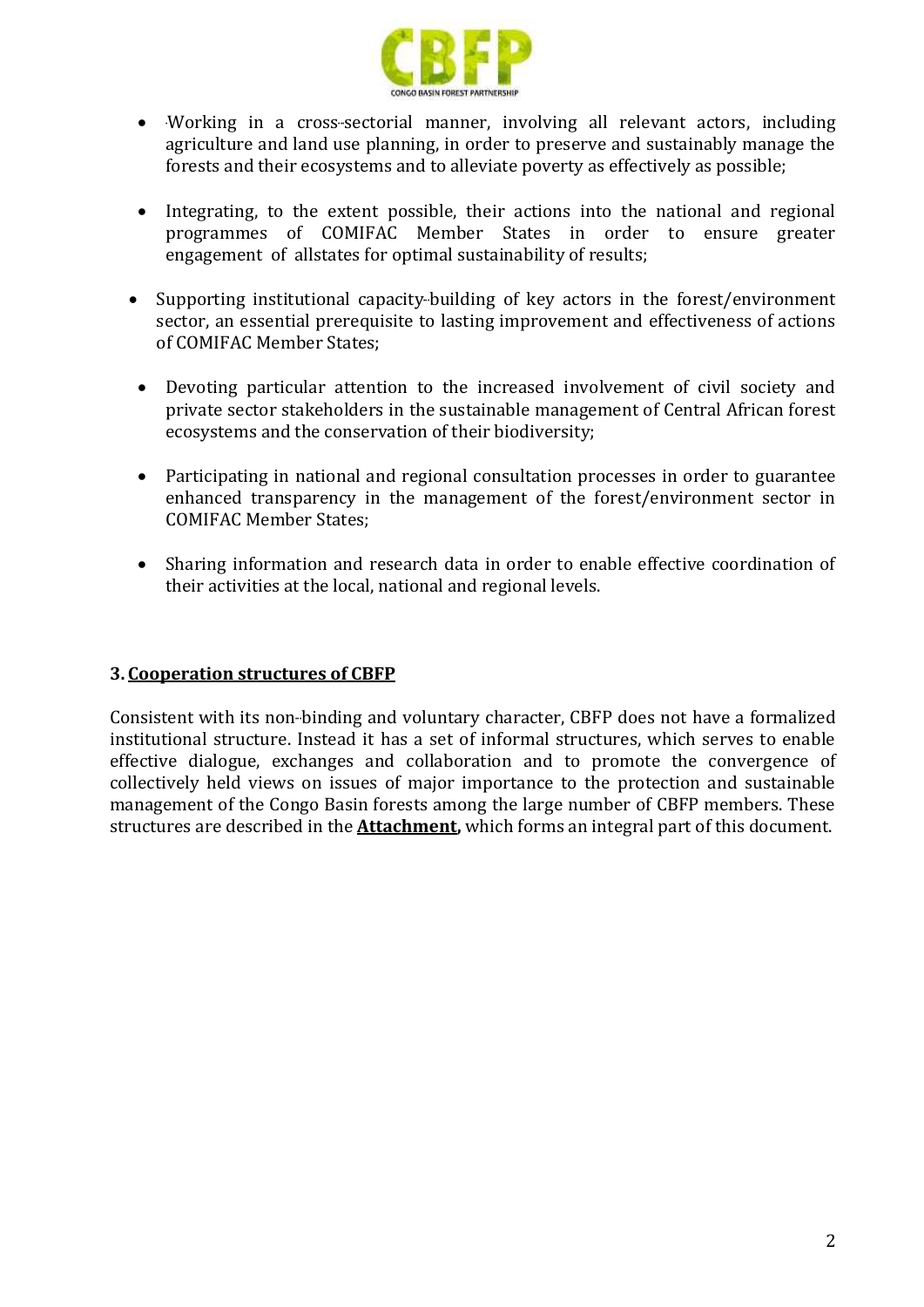- Working in a cross-sectorial manner, involving all relevant actors, including agriculture and land use planning, in order to preserve and sustainably manage the forests and their ecosystems and to alleviate poverty as effectively as possible;

- Integrating, to the extent possible, their actions into the national and regional programmes of COMIFAC Member States in order to ensure greater engagement of allstates for optimal sustainability of results;

- Supporting institutional capacity-building of key actors in the forest/environment sector, an essential prerequisite to lasting improvement and effectiveness of actions of COMIFAC Member States;

- Devoting particular attention to the increased involvement of civil society and private sector stakeholders in the sustainable management of Central African forest ecosystems and the conservation of their biodiversity;

- Participating in national and regional consultation processes in order to guarantee enhanced transparency in the management of the forest/environment sector in COMIFAC Member States;

- Sharing information and research data in order to enable effective coordination of their activities at the local, national and regional levels.

## 3. Cooperation structures of CBFP

Consistent with its non-binding and voluntary character, CBFP does not have a formalized institutional structure. Instead it has a set of informal structures, which serves to enable effective dialogue, exchanges and collaboration and to promote the convergence of collectively held views on issues of major importance to the protection and sustainable management of the Congo Basin forests among the large number of CBFP members. These structures are described in the **Attachment,** which forms an integral part of this document.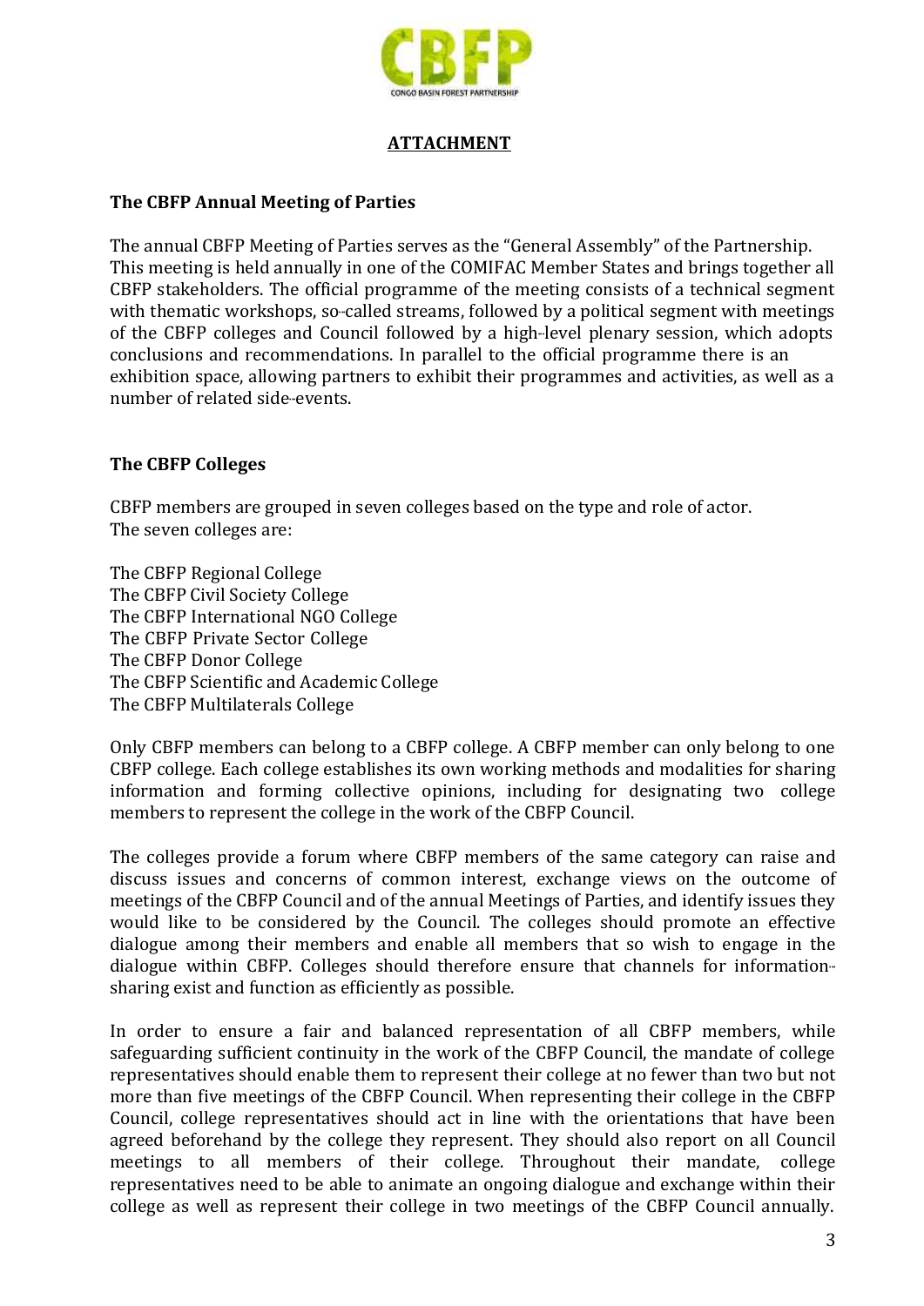## ATTACHMENT

### The CBFP Annual Meeting of Parties

The annual CBFP Meeting of Parties serves as the "General Assembly" of the Partnership. This meeting is held annually in one of the COMIFAC Member States and brings together all CBFP stakeholders. The official programme of the meeting consists of a technical segment with thematic workshops, so-called streams, followed by a political segment with meetings of the CBFP colleges and Council followed by a high-level plenary session, which adopts conclusions and recommendations. In parallel to the official programme there is an exhibition space, allowing partners to exhibit their programmes and activities, as well as a number of related side-events.

### The CBFP Colleges

CBFP members are grouped in seven colleges based on the type and role of actor. The seven colleges are:

The CBFP Regional College
The CBFP Civil Society College
The CBFP International NGO College
The CBFP Private Sector College
The CBFP Donor College
The CBFP Scientific and Academic College
The CBFP Multilaterals College

Only CBFP members can belong to a CBFP college. A CBFP member can only belong to one CBFP college. Each college establishes its own working methods and modalities for sharing information and forming collective opinions, including for designating two college members to represent the college in the work of the CBFP Council.

The colleges provide a forum where CBFP members of the same category can raise and discuss issues and concerns of common interest, exchange views on the outcome of meetings of the CBFP Council and of the annual Meetings of Parties, and identify issues they would like to be considered by the Council. The colleges should promote an effective dialogue among their members and enable all members that so wish to engage in the dialogue within CBFP. Colleges should therefore ensure that channels for information-sharing exist and function as efficiently as possible.

In order to ensure a fair and balanced representation of all CBFP members, while safeguarding sufficient continuity in the work of the CBFP Council, the mandate of college representatives should enable them to represent their college at no fewer than two but not more than five meetings of the CBFP Council. When representing their college in the CBFP Council, college representatives should act in line with the orientations that have been agreed beforehand by the college they represent. They should also report on all Council meetings to all members of their college. Throughout their mandate, college representatives need to be able to animate an ongoing dialogue and exchange within their college as well as represent their college in two meetings of the CBFP Council annually.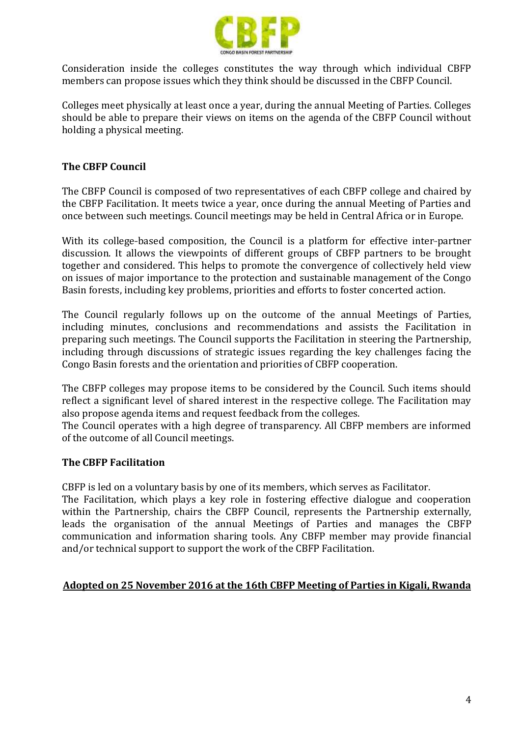Consideration inside the colleges constitutes the way through which individual CBFP members can propose issues which they think should be discussed in the CBFP Council.

Colleges meet physically at least once a year, during the annual Meeting of Parties. Colleges should be able to prepare their views on items on the agenda of the CBFP Council without holding a physical meeting.

**The CBFP Council**

The CBFP Council is composed of two representatives of each CBFP college and chaired by the CBFP Facilitation. It meets twice a year, once during the annual Meeting of Parties and once between such meetings. Council meetings may be held in Central Africa or in Europe.

With its college-based composition, the Council is a platform for effective inter-partner discussion. It allows the viewpoints of different groups of CBFP partners to be brought together and considered. This helps to promote the convergence of collectively held view on issues of major importance to the protection and sustainable management of the Congo Basin forests, including key problems, priorities and efforts to foster concerted action.

The Council regularly follows up on the outcome of the annual Meetings of Parties, including minutes, conclusions and recommendations and assists the Facilitation in preparing such meetings. The Council supports the Facilitation in steering the Partnership, including through discussions of strategic issues regarding the key challenges facing the Congo Basin forests and the orientation and priorities of CBFP cooperation.

The CBFP colleges may propose items to be considered by the Council. Such items should reflect a significant level of shared interest in the respective college. The Facilitation may also propose agenda items and request feedback from the colleges.
The Council operates with a high degree of transparency. All CBFP members are informed of the outcome of all Council meetings.

**The CBFP Facilitation**

CBFP is led on a voluntary basis by one of its members, which serves as Facilitator.
The Facilitation, which plays a key role in fostering effective dialogue and cooperation within the Partnership, chairs the CBFP Council, represents the Partnership externally, leads the organisation of the annual Meetings of Parties and manages the CBFP communication and information sharing tools. Any CBFP member may provide financial and/or technical support to support the work of the CBFP Facilitation.

**Adopted on 25 November 2016 at the 16th CBFP Meeting of Parties in Kigali, Rwanda**